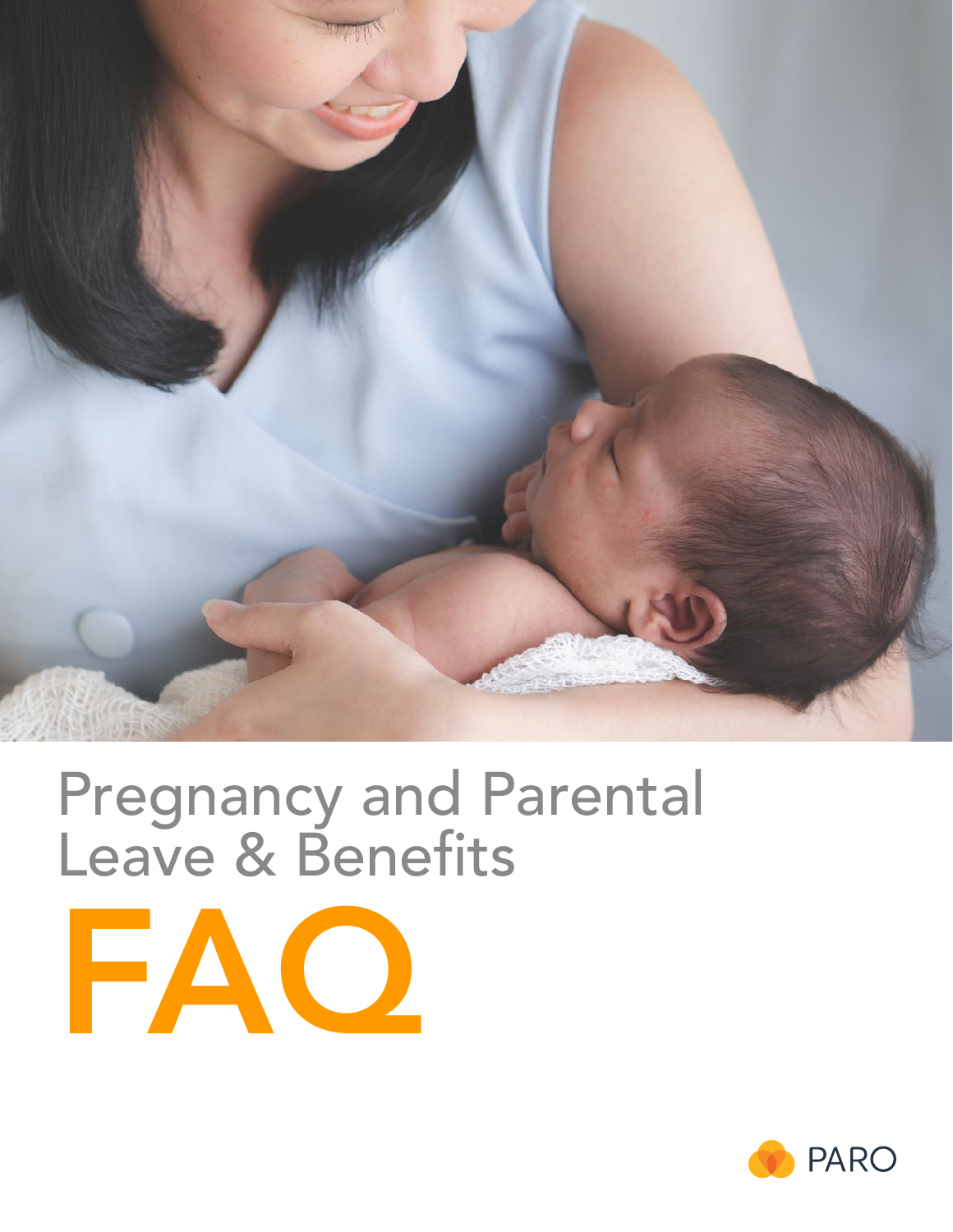# Pregnancy and Parental Leave & Benefits

# FAQ

PARO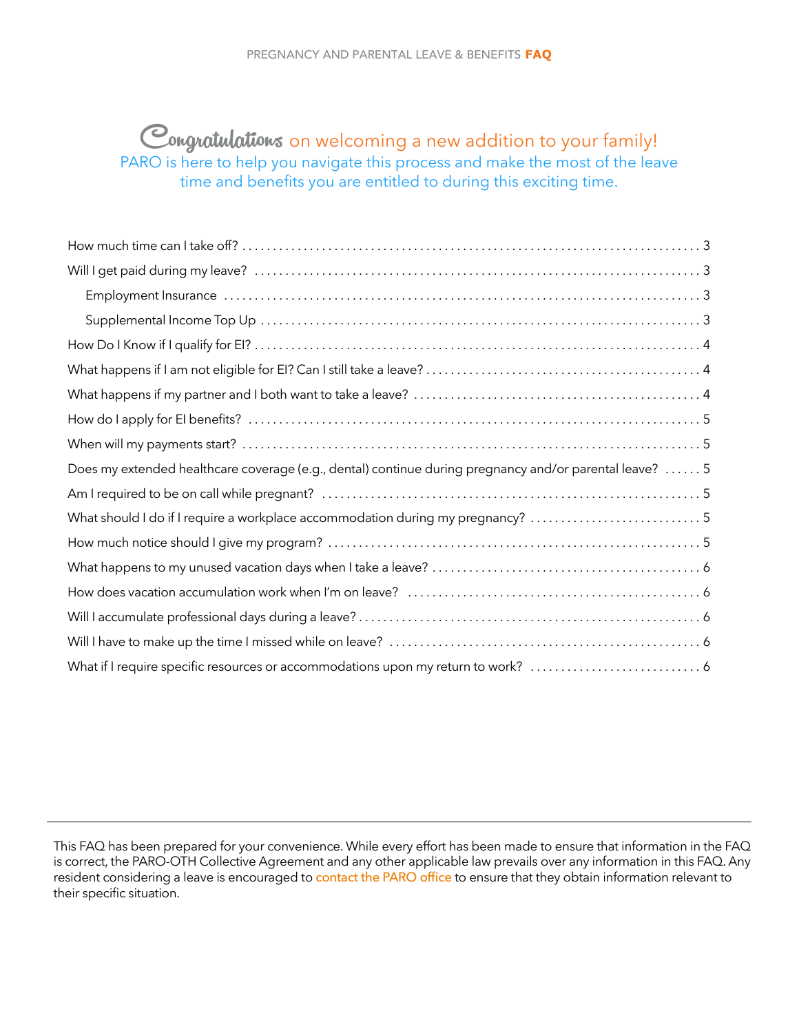# Congratulations on welcoming a new addition to your family!

PARO is here to help you navigate this process and make the most of the leave time and benefits you are entitled to during this exciting time.

- How much time can I take off? . . . . . 3
- Will I get paid during my leave? . . . . . 3
  - Employment Insurance . . . . . 3
  - Supplemental Income Top Up . . . . . 3
- How Do I Know if I qualify for EI? . . . . . 4
- What happens if I am not eligible for EI? Can I still take a leave? . . . . . 4
- What happens if my partner and I both want to take a leave? . . . . . 4
- How do I apply for EI benefits? . . . . . 5
- When will my payments start? . . . . . 5
- Does my extended healthcare coverage (e.g., dental) continue during pregnancy and/or parental leave? . . . . . 5
- Am I required to be on call while pregnant? . . . . . 5
- What should I do if I require a workplace accommodation during my pregnancy? . . . . . 5
- How much notice should I give my program? . . . . . 5
- What happens to my unused vacation days when I take a leave? . . . . . 6
- How does vacation accumulation work when I'm on leave? . . . . . 6
- Will I accumulate professional days during a leave? . . . . . 6
- Will I have to make up the time I missed while on leave? . . . . . 6
- What if I require specific resources or accommodations upon my return to work? . . . . . 6

---

This FAQ has been prepared for your convenience. While every effort has been made to ensure that information in the FAQ is correct, the PARO-OTH Collective Agreement and any other applicable law prevails over any information in this FAQ. Any resident considering a leave is encouraged to contact the PARO office to ensure that they obtain information relevant to their specific situation.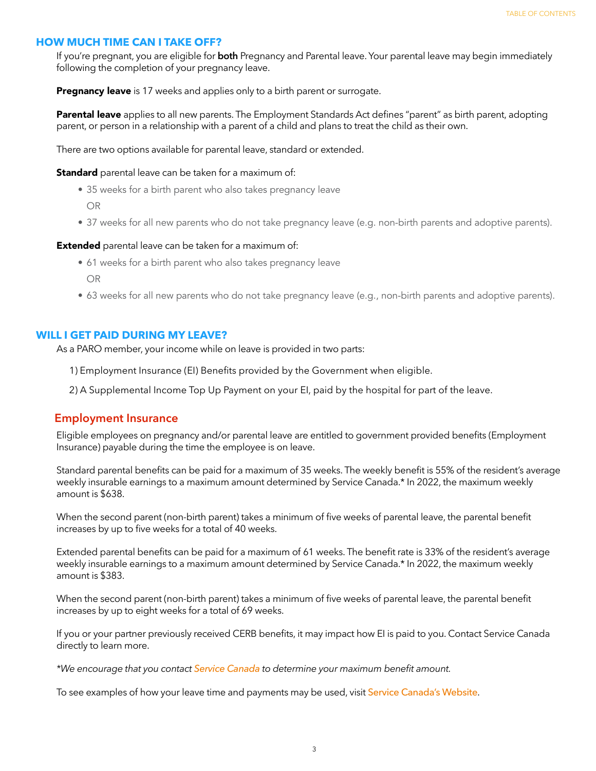## HOW MUCH TIME CAN I TAKE OFF?

If you're pregnant, you are eligible for **both** Pregnancy and Parental leave. Your parental leave may begin immediately following the completion of your pregnancy leave.

**Pregnancy leave** is 17 weeks and applies only to a birth parent or surrogate.

**Parental leave** applies to all new parents. The Employment Standards Act defines "parent" as birth parent, adopting parent, or person in a relationship with a parent of a child and plans to treat the child as their own.

There are two options available for parental leave, standard or extended.

**Standard** parental leave can be taken for a maximum of:

- 35 weeks for a birth parent who also takes pregnancy leave

  OR

- 37 weeks for all new parents who do not take pregnancy leave (e.g. non-birth parents and adoptive parents).

**Extended** parental leave can be taken for a maximum of:

- 61 weeks for a birth parent who also takes pregnancy leave

  OR

- 63 weeks for all new parents who do not take pregnancy leave (e.g., non-birth parents and adoptive parents).

## WILL I GET PAID DURING MY LEAVE?

As a PARO member, your income while on leave is provided in two parts:

1) Employment Insurance (EI) Benefits provided by the Government when eligible.

2) A Supplemental Income Top Up Payment on your EI, paid by the hospital for part of the leave.

### Employment Insurance

Eligible employees on pregnancy and/or parental leave are entitled to government provided benefits (Employment Insurance) payable during the time the employee is on leave.

Standard parental benefits can be paid for a maximum of 35 weeks. The weekly benefit is 55% of the resident's average weekly insurable earnings to a maximum amount determined by Service Canada.* In 2022, the maximum weekly amount is $638.

When the second parent (non-birth parent) takes a minimum of five weeks of parental leave, the parental benefit increases by up to five weeks for a total of 40 weeks.

Extended parental benefits can be paid for a maximum of 61 weeks. The benefit rate is 33% of the resident's average weekly insurable earnings to a maximum amount determined by Service Canada.* In 2022, the maximum weekly amount is $383.

When the second parent (non-birth parent) takes a minimum of five weeks of parental leave, the parental benefit increases by up to eight weeks for a total of 69 weeks.

If you or your partner previously received CERB benefits, it may impact how EI is paid to you. Contact Service Canada directly to learn more.

*\*We encourage that you contact Service Canada to determine your maximum benefit amount.*

To see examples of how your leave time and payments may be used, visit Service Canada's Website.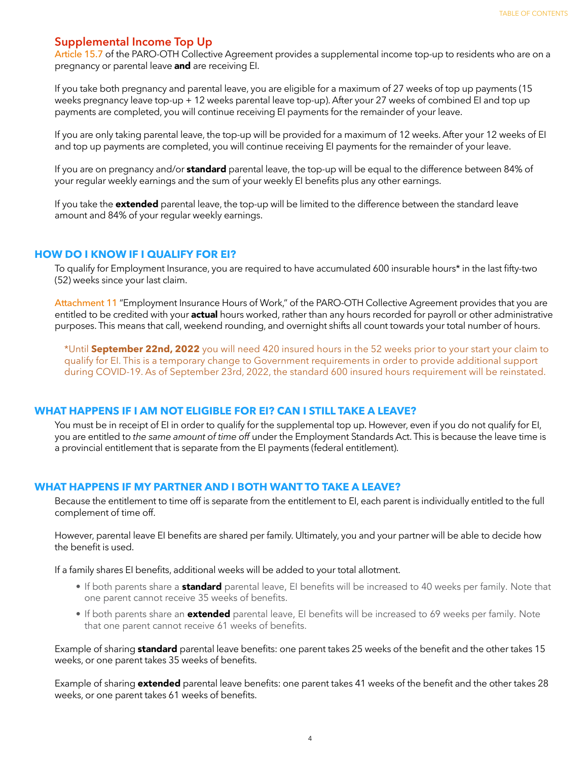## Supplemental Income Top Up

Article 15.7 of the PARO-OTH Collective Agreement provides a supplemental income top-up to residents who are on a pregnancy or parental leave **and** are receiving EI.

If you take both pregnancy and parental leave, you are eligible for a maximum of 27 weeks of top up payments (15 weeks pregnancy leave top-up + 12 weeks parental leave top-up). After your 27 weeks of combined EI and top up payments are completed, you will continue receiving EI payments for the remainder of your leave.

If you are only taking parental leave, the top-up will be provided for a maximum of 12 weeks. After your 12 weeks of EI and top up payments are completed, you will continue receiving EI payments for the remainder of your leave.

If you are on pregnancy and/or **standard** parental leave, the top-up will be equal to the difference between 84% of your regular weekly earnings and the sum of your weekly EI benefits plus any other earnings.

If you take the **extended** parental leave, the top-up will be limited to the difference between the standard leave amount and 84% of your regular weekly earnings.

## HOW DO I KNOW IF I QUALIFY FOR EI?

To qualify for Employment Insurance, you are required to have accumulated 600 insurable hours* in the last fifty-two (52) weeks since your last claim.

Attachment 11 "Employment Insurance Hours of Work," of the PARO-OTH Collective Agreement provides that you are entitled to be credited with your **actual** hours worked, rather than any hours recorded for payroll or other administrative purposes. This means that call, weekend rounding, and overnight shifts all count towards your total number of hours.

*Until **September 22nd, 2022** you will need 420 insured hours in the 52 weeks prior to your start your claim to qualify for EI. This is a temporary change to Government requirements in order to provide additional support during COVID-19. As of September 23rd, 2022, the standard 600 insured hours requirement will be reinstated.

## WHAT HAPPENS IF I AM NOT ELIGIBLE FOR EI? CAN I STILL TAKE A LEAVE?

You must be in receipt of EI in order to qualify for the supplemental top up. However, even if you do not qualify for EI, you are entitled to *the same amount of time off* under the Employment Standards Act. This is because the leave time is a provincial entitlement that is separate from the EI payments (federal entitlement).

## WHAT HAPPENS IF MY PARTNER AND I BOTH WANT TO TAKE A LEAVE?

Because the entitlement to time off is separate from the entitlement to EI, each parent is individually entitled to the full complement of time off.

However, parental leave EI benefits are shared per family. Ultimately, you and your partner will be able to decide how the benefit is used.

If a family shares EI benefits, additional weeks will be added to your total allotment.

- If both parents share a **standard** parental leave, EI benefits will be increased to 40 weeks per family. Note that one parent cannot receive 35 weeks of benefits.
- If both parents share an **extended** parental leave, EI benefits will be increased to 69 weeks per family. Note that one parent cannot receive 61 weeks of benefits.

Example of sharing **standard** parental leave benefits: one parent takes 25 weeks of the benefit and the other takes 15 weeks, or one parent takes 35 weeks of benefits.

Example of sharing **extended** parental leave benefits: one parent takes 41 weeks of the benefit and the other takes 28 weeks, or one parent takes 61 weeks of benefits.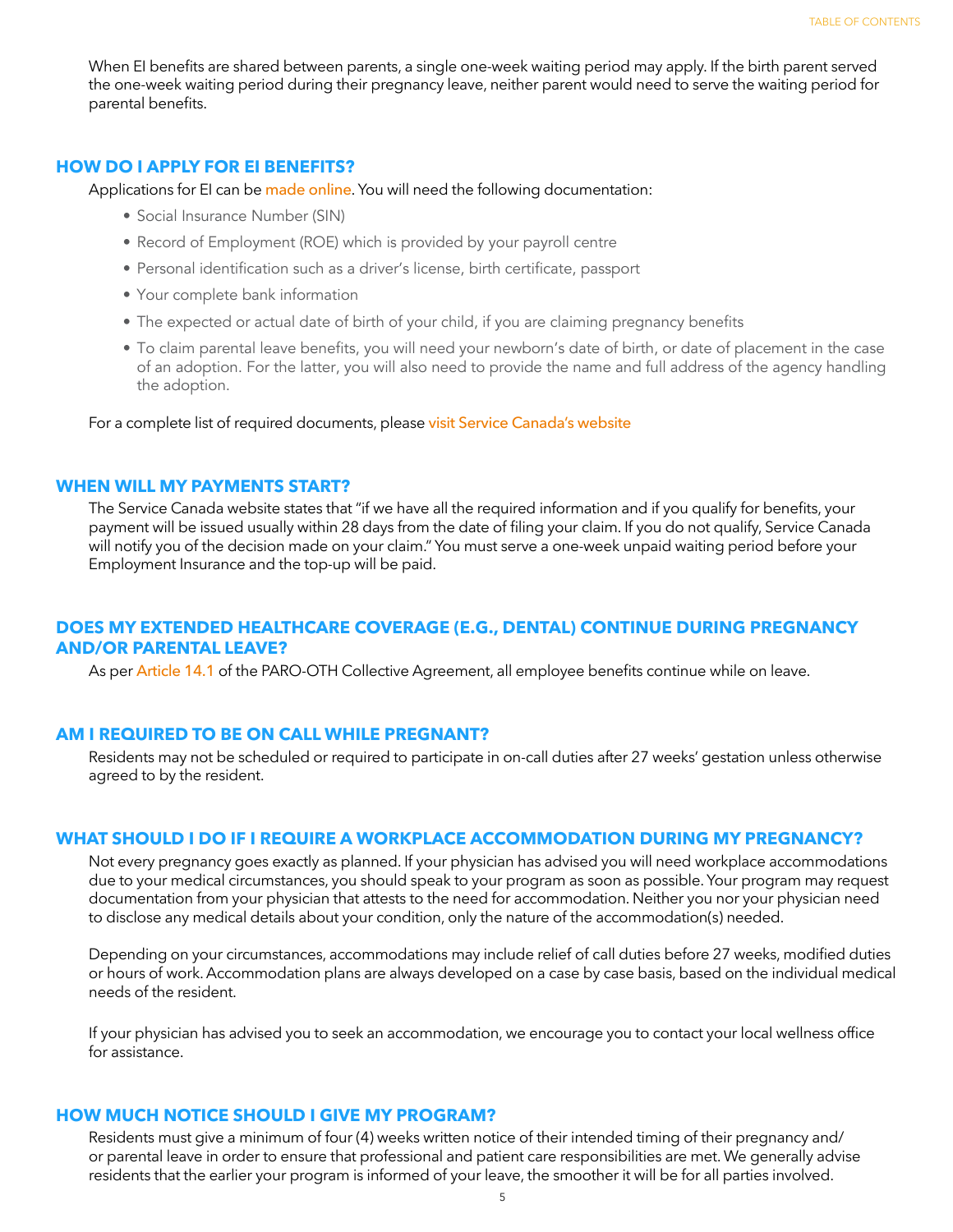When EI benefits are shared between parents, a single one-week waiting period may apply. If the birth parent served the one-week waiting period during their pregnancy leave, neither parent would need to serve the waiting period for parental benefits.

## HOW DO I APPLY FOR EI BENEFITS?

Applications for EI can be made online. You will need the following documentation:

- Social Insurance Number (SIN)
- Record of Employment (ROE) which is provided by your payroll centre
- Personal identification such as a driver's license, birth certificate, passport
- Your complete bank information
- The expected or actual date of birth of your child, if you are claiming pregnancy benefits
- To claim parental leave benefits, you will need your newborn's date of birth, or date of placement in the case of an adoption. For the latter, you will also need to provide the name and full address of the agency handling the adoption.

For a complete list of required documents, please visit Service Canada's website

## WHEN WILL MY PAYMENTS START?

The Service Canada website states that "if we have all the required information and if you qualify for benefits, your payment will be issued usually within 28 days from the date of filing your claim. If you do not qualify, Service Canada will notify you of the decision made on your claim." You must serve a one-week unpaid waiting period before your Employment Insurance and the top-up will be paid.

## DOES MY EXTENDED HEALTHCARE COVERAGE (E.G., DENTAL) CONTINUE DURING PREGNANCY AND/OR PARENTAL LEAVE?

As per Article 14.1 of the PARO-OTH Collective Agreement, all employee benefits continue while on leave.

## AM I REQUIRED TO BE ON CALL WHILE PREGNANT?

Residents may not be scheduled or required to participate in on-call duties after 27 weeks' gestation unless otherwise agreed to by the resident.

## WHAT SHOULD I DO IF I REQUIRE A WORKPLACE ACCOMMODATION DURING MY PREGNANCY?

Not every pregnancy goes exactly as planned. If your physician has advised you will need workplace accommodations due to your medical circumstances, you should speak to your program as soon as possible. Your program may request documentation from your physician that attests to the need for accommodation. Neither you nor your physician need to disclose any medical details about your condition, only the nature of the accommodation(s) needed.

Depending on your circumstances, accommodations may include relief of call duties before 27 weeks, modified duties or hours of work. Accommodation plans are always developed on a case by case basis, based on the individual medical needs of the resident.

If your physician has advised you to seek an accommodation, we encourage you to contact your local wellness office for assistance.

## HOW MUCH NOTICE SHOULD I GIVE MY PROGRAM?

Residents must give a minimum of four (4) weeks written notice of their intended timing of their pregnancy and/or parental leave in order to ensure that professional and patient care responsibilities are met. We generally advise residents that the earlier your program is informed of your leave, the smoother it will be for all parties involved.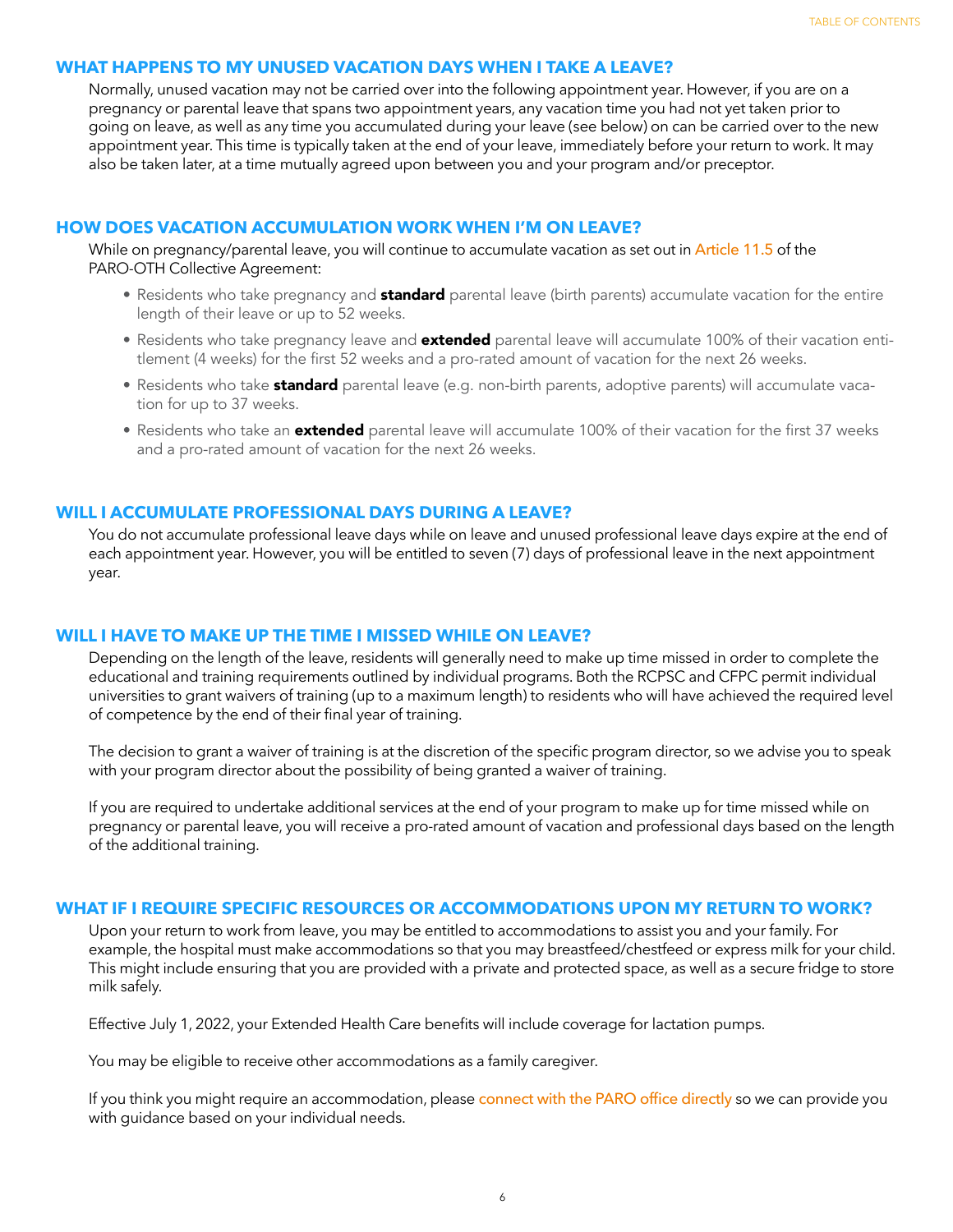## WHAT HAPPENS TO MY UNUSED VACATION DAYS WHEN I TAKE A LEAVE?

Normally, unused vacation may not be carried over into the following appointment year. However, if you are on a pregnancy or parental leave that spans two appointment years, any vacation time you had not yet taken prior to going on leave, as well as any time you accumulated during your leave (see below) on can be carried over to the new appointment year. This time is typically taken at the end of your leave, immediately before your return to work. It may also be taken later, at a time mutually agreed upon between you and your program and/or preceptor.

## HOW DOES VACATION ACCUMULATION WORK WHEN I'M ON LEAVE?

While on pregnancy/parental leave, you will continue to accumulate vacation as set out in Article 11.5 of the PARO-OTH Collective Agreement:

- Residents who take pregnancy and **standard** parental leave (birth parents) accumulate vacation for the entire length of their leave or up to 52 weeks.
- Residents who take pregnancy leave and **extended** parental leave will accumulate 100% of their vacation entitlement (4 weeks) for the first 52 weeks and a pro-rated amount of vacation for the next 26 weeks.
- Residents who take **standard** parental leave (e.g. non-birth parents, adoptive parents) will accumulate vacation for up to 37 weeks.
- Residents who take an **extended** parental leave will accumulate 100% of their vacation for the first 37 weeks and a pro-rated amount of vacation for the next 26 weeks.

## WILL I ACCUMULATE PROFESSIONAL DAYS DURING A LEAVE?

You do not accumulate professional leave days while on leave and unused professional leave days expire at the end of each appointment year. However, you will be entitled to seven (7) days of professional leave in the next appointment year.

## WILL I HAVE TO MAKE UP THE TIME I MISSED WHILE ON LEAVE?

Depending on the length of the leave, residents will generally need to make up time missed in order to complete the educational and training requirements outlined by individual programs. Both the RCPSC and CFPC permit individual universities to grant waivers of training (up to a maximum length) to residents who will have achieved the required level of competence by the end of their final year of training.

The decision to grant a waiver of training is at the discretion of the specific program director, so we advise you to speak with your program director about the possibility of being granted a waiver of training.

If you are required to undertake additional services at the end of your program to make up for time missed while on pregnancy or parental leave, you will receive a pro-rated amount of vacation and professional days based on the length of the additional training.

## WHAT IF I REQUIRE SPECIFIC RESOURCES OR ACCOMMODATIONS UPON MY RETURN TO WORK?

Upon your return to work from leave, you may be entitled to accommodations to assist you and your family. For example, the hospital must make accommodations so that you may breastfeed/chestfeed or express milk for your child. This might include ensuring that you are provided with a private and protected space, as well as a secure fridge to store milk safely.

Effective July 1, 2022, your Extended Health Care benefits will include coverage for lactation pumps.

You may be eligible to receive other accommodations as a family caregiver.

If you think you might require an accommodation, please connect with the PARO office directly so we can provide you with guidance based on your individual needs.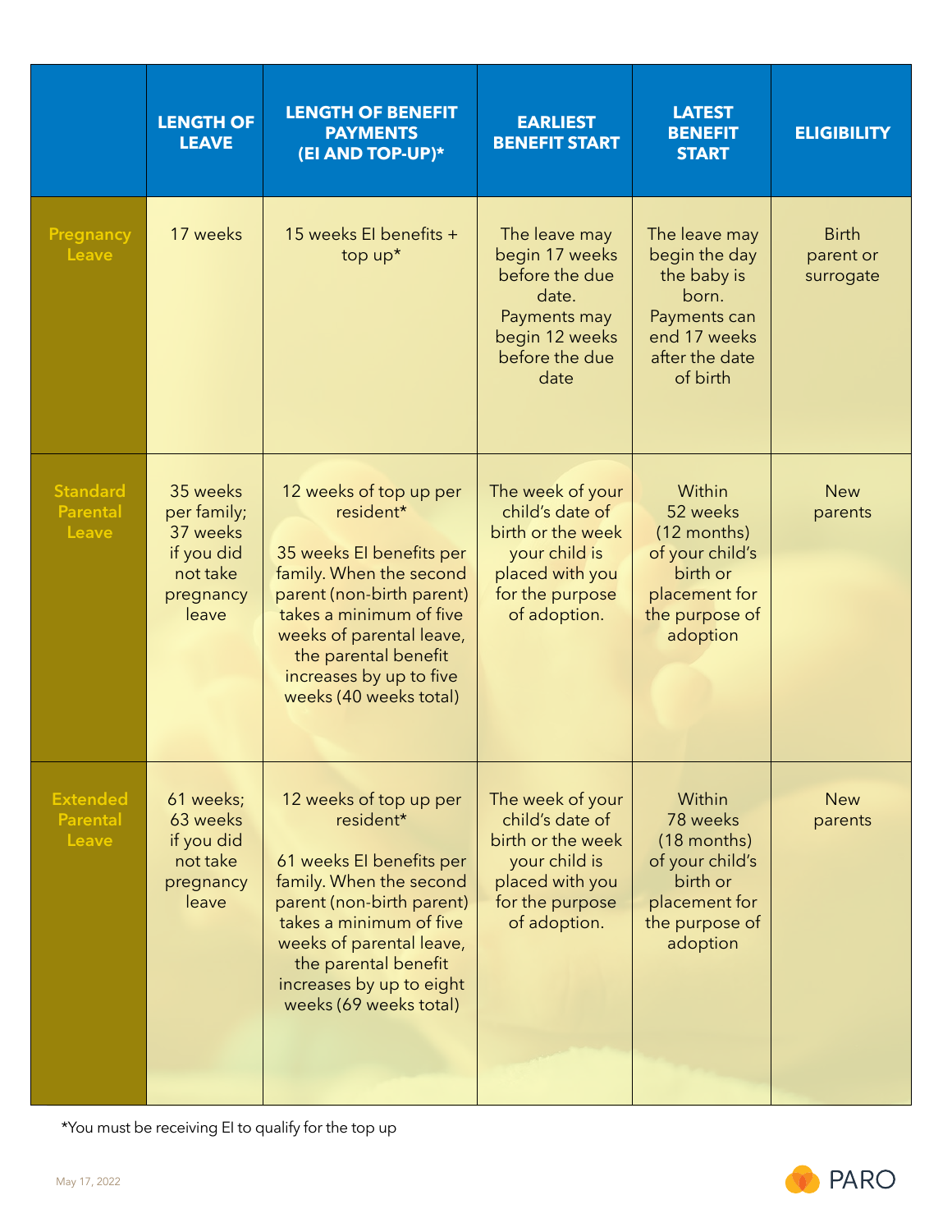| | LENGTH OF LEAVE | LENGTH OF BENEFIT PAYMENTS (EI AND TOP-UP)* | EARLIEST BENEFIT START | LATEST BENEFIT START | ELIGIBILITY |
|---|---|---|---|---|---|
| Pregnancy Leave | 17 weeks | 15 weeks EI benefits + top up* | The leave may begin 17 weeks before the due date. Payments may begin 12 weeks before the due date | The leave may begin the day the baby is born. Payments can end 17 weeks after the date of birth | Birth parent or surrogate |
| Standard Parental Leave | 35 weeks per family; 37 weeks if you did not take pregnancy leave | 12 weeks of top up per resident*<br><br>35 weeks EI benefits per family. When the second parent (non-birth parent) takes a minimum of five weeks of parental leave, the parental benefit increases by up to five weeks (40 weeks total) | The week of your child's date of birth or the week your child is placed with you for the purpose of adoption. | Within 52 weeks (12 months) of your child's birth or placement for the purpose of adoption | New parents |
| Extended Parental Leave | 61 weeks; 63 weeks if you did not take pregnancy leave | 12 weeks of top up per resident*<br><br>61 weeks EI benefits per family. When the second parent (non-birth parent) takes a minimum of five weeks of parental leave, the parental benefit increases by up to eight weeks (69 weeks total) | The week of your child's date of birth or the week your child is placed with you for the purpose of adoption. | Within 78 weeks (18 months) of your child's birth or placement for the purpose of adoption | New parents |

*You must be receiving EI to qualify for the top up

May 17, 2022